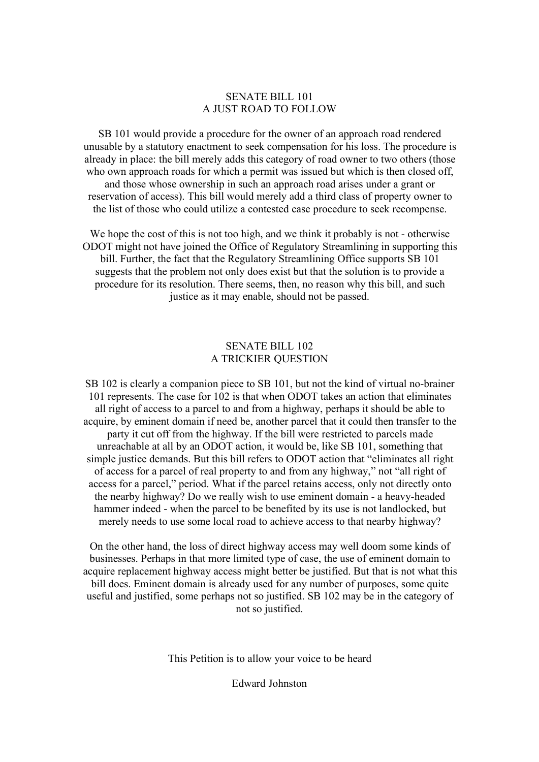## SENATE BILL 101
## A JUST ROAD TO FOLLOW

SB 101 would provide a procedure for the owner of an approach road rendered unusable by a statutory enactment to seek compensation for his loss. The procedure is already in place: the bill merely adds this category of road owner to two others (those who own approach roads for which a permit was issued but which is then closed off, and those whose ownership in such an approach road arises under a grant or reservation of access). This bill would merely add a third class of property owner to the list of those who could utilize a contested case procedure to seek recompense.

We hope the cost of this is not too high, and we think it probably is not - otherwise ODOT might not have joined the Office of Regulatory Streamlining in supporting this bill. Further, the fact that the Regulatory Streamlining Office supports SB 101 suggests that the problem not only does exist but that the solution is to provide a procedure for its resolution. There seems, then, no reason why this bill, and such justice as it may enable, should not be passed.

## SENATE BILL 102
## A TRICKIER QUESTION

SB 102 is clearly a companion piece to SB 101, but not the kind of virtual no-brainer 101 represents. The case for 102 is that when ODOT takes an action that eliminates all right of access to a parcel to and from a highway, perhaps it should be able to acquire, by eminent domain if need be, another parcel that it could then transfer to the party it cut off from the highway. If the bill were restricted to parcels made unreachable at all by an ODOT action, it would be, like SB 101, something that simple justice demands. But this bill refers to ODOT action that "eliminates all right of access for a parcel of real property to and from any highway," not "all right of access for a parcel," period. What if the parcel retains access, only not directly onto the nearby highway? Do we really wish to use eminent domain - a heavy-headed hammer indeed - when the parcel to be benefited by its use is not landlocked, but merely needs to use some local road to achieve access to that nearby highway?

On the other hand, the loss of direct highway access may well doom some kinds of businesses. Perhaps in that more limited type of case, the use of eminent domain to acquire replacement highway access might better be justified. But that is not what this bill does. Eminent domain is already used for any number of purposes, some quite useful and justified, some perhaps not so justified. SB 102 may be in the category of not so justified.

This Petition is to allow your voice to be heard

Edward Johnston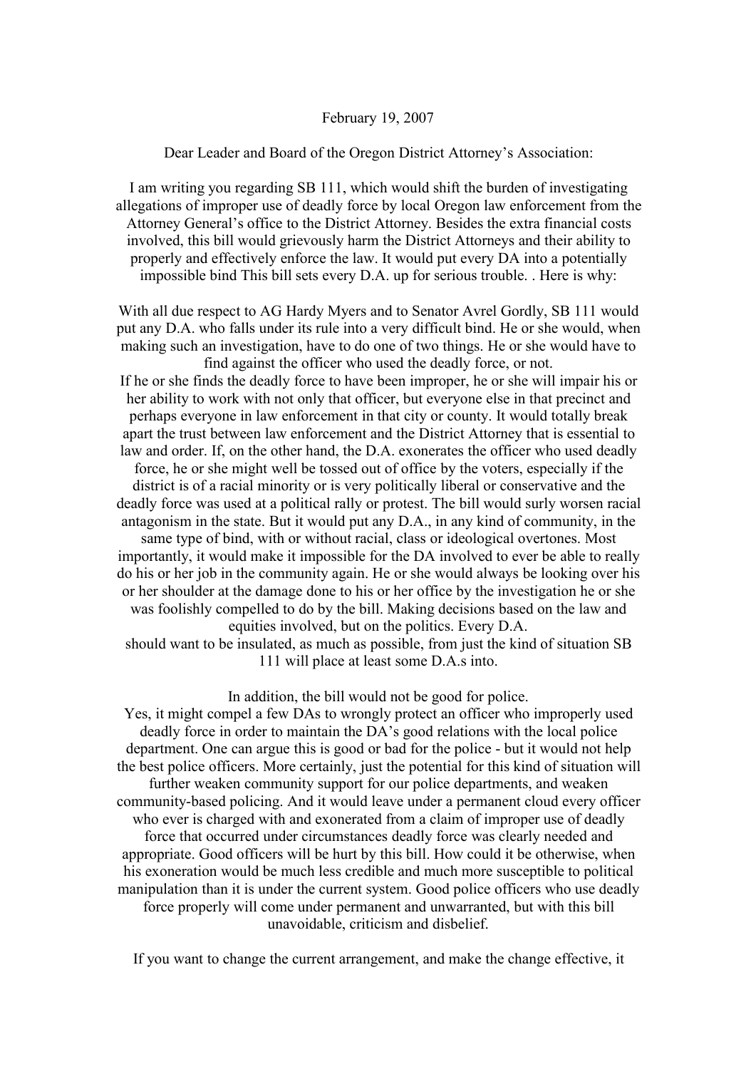February 19, 2007

Dear Leader and Board of the Oregon District Attorney's Association:

I am writing you regarding SB 111, which would shift the burden of investigating allegations of improper use of deadly force by local Oregon law enforcement from the Attorney General's office to the District Attorney. Besides the extra financial costs involved, this bill would grievously harm the District Attorneys and their ability to properly and effectively enforce the law. It would put every DA into a potentially impossible bind This bill sets every D.A. up for serious trouble. . Here is why:

With all due respect to AG Hardy Myers and to Senator Avrel Gordly, SB 111 would put any D.A. who falls under its rule into a very difficult bind. He or she would, when making such an investigation, have to do one of two things. He or she would have to find against the officer who used the deadly force, or not.
If he or she finds the deadly force to have been improper, he or she will impair his or her ability to work with not only that officer, but everyone else in that precinct and perhaps everyone in law enforcement in that city or county. It would totally break apart the trust between law enforcement and the District Attorney that is essential to law and order. If, on the other hand, the D.A. exonerates the officer who used deadly force, he or she might well be tossed out of office by the voters, especially if the district is of a racial minority or is very politically liberal or conservative and the deadly force was used at a political rally or protest. The bill would surly worsen racial antagonism in the state. But it would put any D.A., in any kind of community, in the same type of bind, with or without racial, class or ideological overtones. Most importantly, it would make it impossible for the DA involved to ever be able to really do his or her job in the community again. He or she would always be looking over his or her shoulder at the damage done to his or her office by the investigation he or she was foolishly compelled to do by the bill. Making decisions based on the law and equities involved, but on the politics. Every D.A.
should want to be insulated, as much as possible, from just the kind of situation SB 111 will place at least some D.A.s into.

In addition, the bill would not be good for police.
Yes, it might compel a few DAs to wrongly protect an officer who improperly used deadly force in order to maintain the DA's good relations with the local police department. One can argue this is good or bad for the police - but it would not help the best police officers. More certainly, just the potential for this kind of situation will further weaken community support for our police departments, and weaken community-based policing. And it would leave under a permanent cloud every officer who ever is charged with and exonerated from a claim of improper use of deadly force that occurred under circumstances deadly force was clearly needed and appropriate. Good officers will be hurt by this bill. How could it be otherwise, when his exoneration would be much less credible and much more susceptible to political manipulation than it is under the current system. Good police officers who use deadly force properly will come under permanent and unwarranted, but with this bill unavoidable, criticism and disbelief.

If you want to change the current arrangement, and make the change effective, it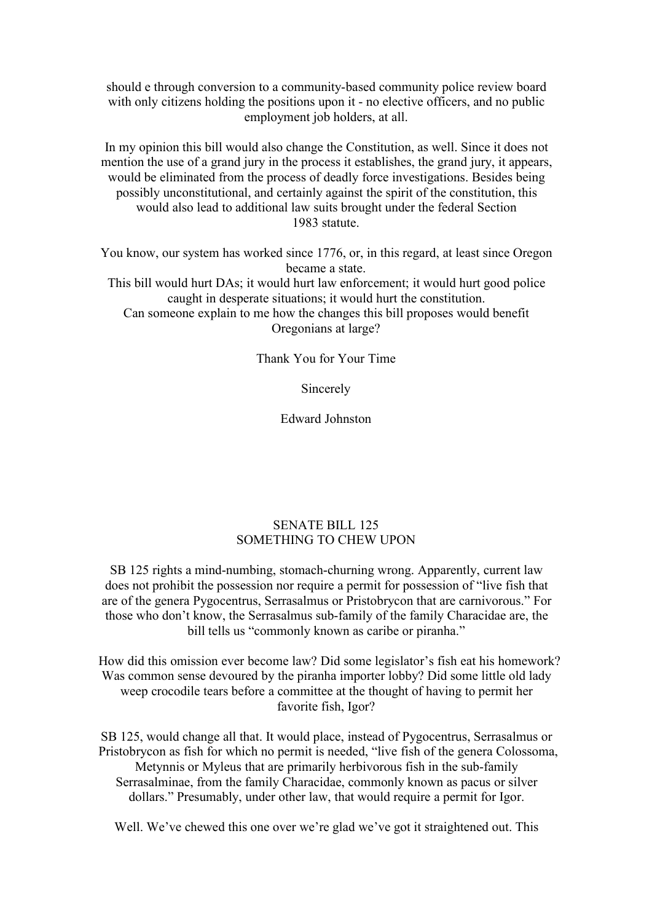should e through conversion to a community-based community police review board with only citizens holding the positions upon it - no elective officers, and no public employment job holders, at all.

In my opinion this bill would also change the Constitution, as well. Since it does not mention the use of a grand jury in the process it establishes, the grand jury, it appears, would be eliminated from the process of deadly force investigations. Besides being possibly unconstitutional, and certainly against the spirit of the constitution, this would also lead to additional law suits brought under the federal Section 1983 statute.

You know, our system has worked since 1776, or, in this regard, at least since Oregon became a state.
This bill would hurt DAs; it would hurt law enforcement; it would hurt good police caught in desperate situations; it would hurt the constitution.
Can someone explain to me how the changes this bill proposes would benefit Oregonians at large?

Thank You for Your Time

Sincerely

Edward Johnston

## SENATE BILL 125
## SOMETHING TO CHEW UPON

SB 125 rights a mind-numbing, stomach-churning wrong. Apparently, current law does not prohibit the possession nor require a permit for possession of "live fish that are of the genera Pygocentrus, Serrasalmus or Pristobrycon that are carnivorous." For those who don't know, the Serrasalmus sub-family of the family Characidae are, the bill tells us "commonly known as caribe or piranha."

How did this omission ever become law? Did some legislator's fish eat his homework? Was common sense devoured by the piranha importer lobby? Did some little old lady weep crocodile tears before a committee at the thought of having to permit her favorite fish, Igor?

SB 125, would change all that. It would place, instead of Pygocentrus, Serrasalmus or Pristobrycon as fish for which no permit is needed, "live fish of the genera Colossoma, Metynnis or Myleus that are primarily herbivorous fish in the sub-family Serrasalminae, from the family Characidae, commonly known as pacus or silver dollars." Presumably, under other law, that would require a permit for Igor.

Well. We've chewed this one over we're glad we've got it straightened out. This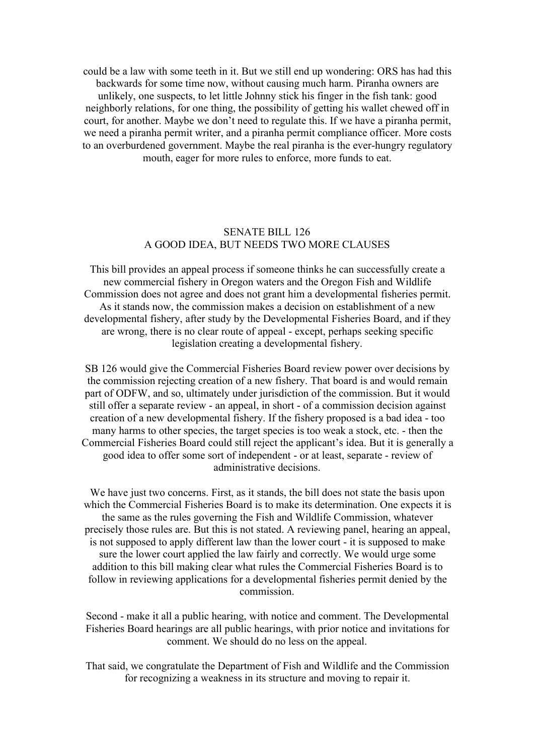could be a law with some teeth in it. But we still end up wondering: ORS has had this backwards for some time now, without causing much harm. Piranha owners are unlikely, one suspects, to let little Johnny stick his finger in the fish tank: good neighborly relations, for one thing, the possibility of getting his wallet chewed off in court, for another. Maybe we don't need to regulate this. If we have a piranha permit, we need a piranha permit writer, and a piranha permit compliance officer. More costs to an overburdened government. Maybe the real piranha is the ever-hungry regulatory mouth, eager for more rules to enforce, more funds to eat.

## SENATE BILL 126
## A GOOD IDEA, BUT NEEDS TWO MORE CLAUSES

This bill provides an appeal process if someone thinks he can successfully create a new commercial fishery in Oregon waters and the Oregon Fish and Wildlife Commission does not agree and does not grant him a developmental fisheries permit. As it stands now, the commission makes a decision on establishment of a new developmental fishery, after study by the Developmental Fisheries Board, and if they are wrong, there is no clear route of appeal - except, perhaps seeking specific legislation creating a developmental fishery.

SB 126 would give the Commercial Fisheries Board review power over decisions by the commission rejecting creation of a new fishery. That board is and would remain part of ODFW, and so, ultimately under jurisdiction of the commission. But it would still offer a separate review - an appeal, in short - of a commission decision against creation of a new developmental fishery. If the fishery proposed is a bad idea - too many harms to other species, the target species is too weak a stock, etc. - then the Commercial Fisheries Board could still reject the applicant's idea. But it is generally a good idea to offer some sort of independent - or at least, separate - review of administrative decisions.

We have just two concerns. First, as it stands, the bill does not state the basis upon which the Commercial Fisheries Board is to make its determination. One expects it is the same as the rules governing the Fish and Wildlife Commission, whatever precisely those rules are. But this is not stated. A reviewing panel, hearing an appeal, is not supposed to apply different law than the lower court - it is supposed to make sure the lower court applied the law fairly and correctly. We would urge some addition to this bill making clear what rules the Commercial Fisheries Board is to follow in reviewing applications for a developmental fisheries permit denied by the commission.

Second - make it all a public hearing, with notice and comment. The Developmental Fisheries Board hearings are all public hearings, with prior notice and invitations for comment. We should do no less on the appeal.

That said, we congratulate the Department of Fish and Wildlife and the Commission for recognizing a weakness in its structure and moving to repair it.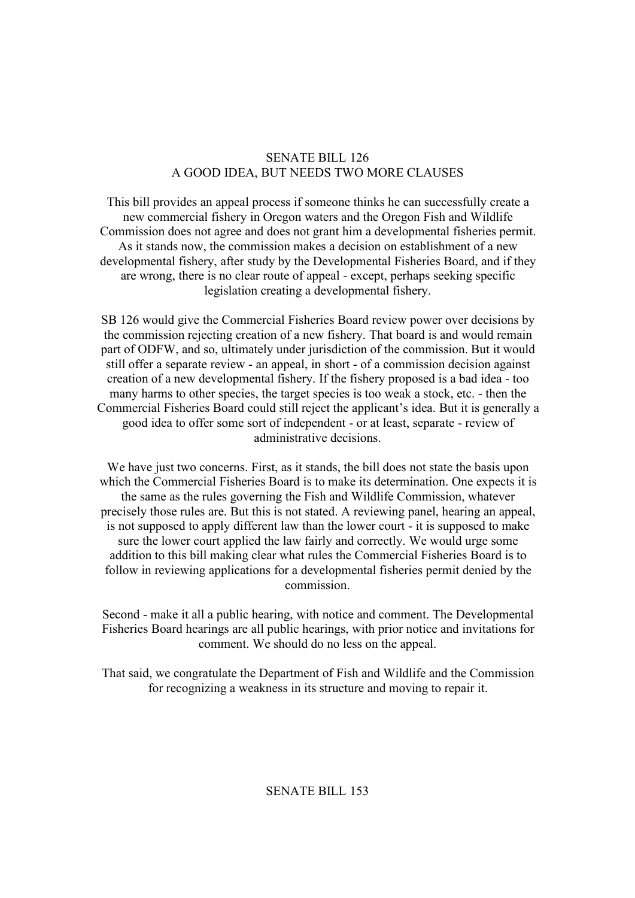## SENATE BILL 126
## A GOOD IDEA, BUT NEEDS TWO MORE CLAUSES

This bill provides an appeal process if someone thinks he can successfully create a new commercial fishery in Oregon waters and the Oregon Fish and Wildlife Commission does not agree and does not grant him a developmental fisheries permit. As it stands now, the commission makes a decision on establishment of a new developmental fishery, after study by the Developmental Fisheries Board, and if they are wrong, there is no clear route of appeal - except, perhaps seeking specific legislation creating a developmental fishery.

SB 126 would give the Commercial Fisheries Board review power over decisions by the commission rejecting creation of a new fishery. That board is and would remain part of ODFW, and so, ultimately under jurisdiction of the commission. But it would still offer a separate review - an appeal, in short - of a commission decision against creation of a new developmental fishery. If the fishery proposed is a bad idea - too many harms to other species, the target species is too weak a stock, etc. - then the Commercial Fisheries Board could still reject the applicant's idea. But it is generally a good idea to offer some sort of independent - or at least, separate - review of administrative decisions.

We have just two concerns. First, as it stands, the bill does not state the basis upon which the Commercial Fisheries Board is to make its determination. One expects it is the same as the rules governing the Fish and Wildlife Commission, whatever precisely those rules are. But this is not stated. A reviewing panel, hearing an appeal, is not supposed to apply different law than the lower court - it is supposed to make sure the lower court applied the law fairly and correctly. We would urge some addition to this bill making clear what rules the Commercial Fisheries Board is to follow in reviewing applications for a developmental fisheries permit denied by the commission.

Second - make it all a public hearing, with notice and comment. The Developmental Fisheries Board hearings are all public hearings, with prior notice and invitations for comment. We should do no less on the appeal.

That said, we congratulate the Department of Fish and Wildlife and the Commission for recognizing a weakness in its structure and moving to repair it.

## SENATE BILL 153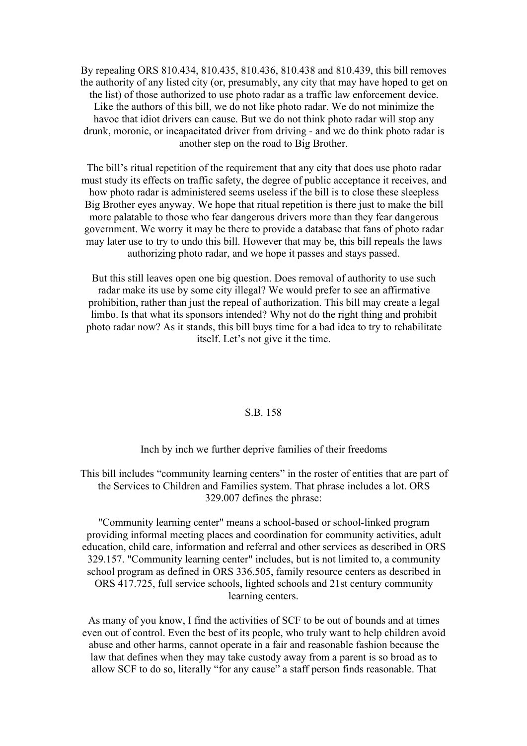By repealing ORS 810.434, 810.435, 810.436, 810.438 and 810.439, this bill removes the authority of any listed city (or, presumably, any city that may have hoped to get on the list) of those authorized to use photo radar as a traffic law enforcement device. Like the authors of this bill, we do not like photo radar. We do not minimize the havoc that idiot drivers can cause. But we do not think photo radar will stop any drunk, moronic, or incapacitated driver from driving - and we do think photo radar is another step on the road to Big Brother.

The bill's ritual repetition of the requirement that any city that does use photo radar must study its effects on traffic safety, the degree of public acceptance it receives, and how photo radar is administered seems useless if the bill is to close these sleepless Big Brother eyes anyway. We hope that ritual repetition is there just to make the bill more palatable to those who fear dangerous drivers more than they fear dangerous government. We worry it may be there to provide a database that fans of photo radar may later use to try to undo this bill. However that may be, this bill repeals the laws authorizing photo radar, and we hope it passes and stays passed.

But this still leaves open one big question. Does removal of authority to use such radar make its use by some city illegal? We would prefer to see an affirmative prohibition, rather than just the repeal of authorization. This bill may create a legal limbo. Is that what its sponsors intended? Why not do the right thing and prohibit photo radar now? As it stands, this bill buys time for a bad idea to try to rehabilitate itself. Let's not give it the time.

## S.B. 158

### Inch by inch we further deprive families of their freedoms

This bill includes "community learning centers" in the roster of entities that are part of the Services to Children and Families system. That phrase includes a lot. ORS 329.007 defines the phrase:

"Community learning center" means a school-based or school-linked program providing informal meeting places and coordination for community activities, adult education, child care, information and referral and other services as described in ORS 329.157. "Community learning center" includes, but is not limited to, a community school program as defined in ORS 336.505, family resource centers as described in ORS 417.725, full service schools, lighted schools and 21st century community learning centers.

As many of you know, I find the activities of SCF to be out of bounds and at times even out of control. Even the best of its people, who truly want to help children avoid abuse and other harms, cannot operate in a fair and reasonable fashion because the law that defines when they may take custody away from a parent is so broad as to allow SCF to do so, literally "for any cause" a staff person finds reasonable. That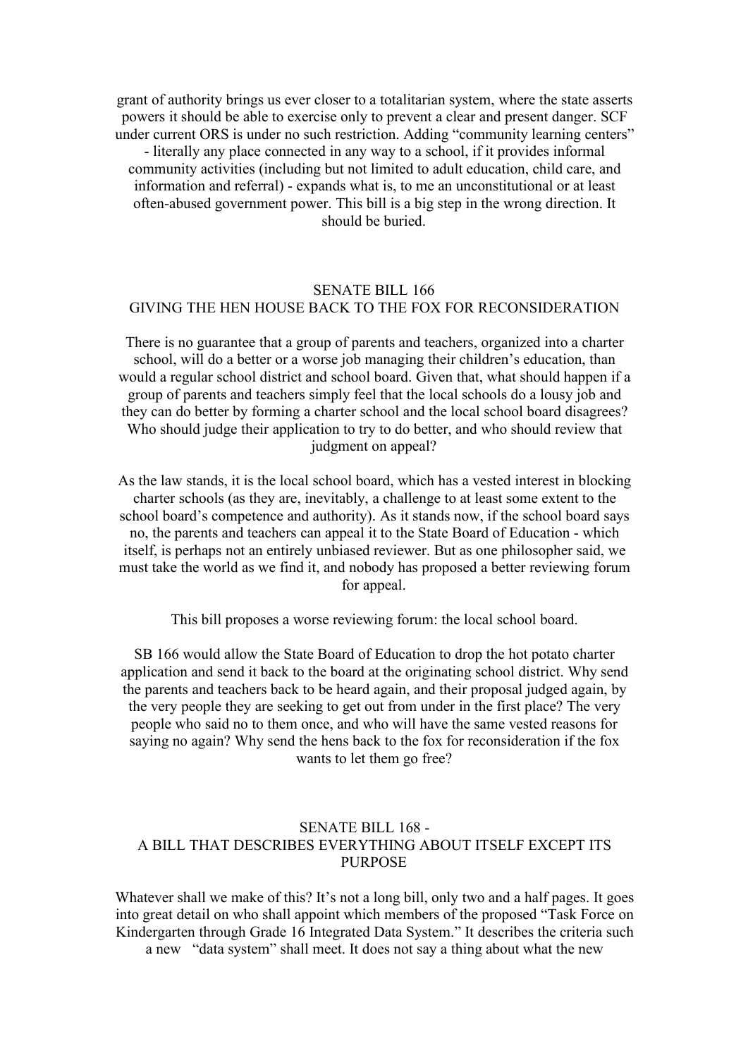grant of authority brings us ever closer to a totalitarian system, where the state asserts powers it should be able to exercise only to prevent a clear and present danger. SCF under current ORS is under no such restriction. Adding "community learning centers" - literally any place connected in any way to a school, if it provides informal community activities (including but not limited to adult education, child care, and information and referral) - expands what is, to me an unconstitutional or at least often-abused government power. This bill is a big step in the wrong direction. It should be buried.

## SENATE BILL 166
## GIVING THE HEN HOUSE BACK TO THE FOX FOR RECONSIDERATION

There is no guarantee that a group of parents and teachers, organized into a charter school, will do a better or a worse job managing their children's education, than would a regular school district and school board. Given that, what should happen if a group of parents and teachers simply feel that the local schools do a lousy job and they can do better by forming a charter school and the local school board disagrees? Who should judge their application to try to do better, and who should review that judgment on appeal?

As the law stands, it is the local school board, which has a vested interest in blocking charter schools (as they are, inevitably, a challenge to at least some extent to the school board's competence and authority). As it stands now, if the school board says no, the parents and teachers can appeal it to the State Board of Education - which itself, is perhaps not an entirely unbiased reviewer. But as one philosopher said, we must take the world as we find it, and nobody has proposed a better reviewing forum for appeal.

This bill proposes a worse reviewing forum: the local school board.

SB 166 would allow the State Board of Education to drop the hot potato charter application and send it back to the board at the originating school district. Why send the parents and teachers back to be heard again, and their proposal judged again, by the very people they are seeking to get out from under in the first place? The very people who said no to them once, and who will have the same vested reasons for saying no again? Why send the hens back to the fox for reconsideration if the fox wants to let them go free?

## SENATE BILL 168 -
## A BILL THAT DESCRIBES EVERYTHING ABOUT ITSELF EXCEPT ITS PURPOSE

Whatever shall we make of this? It's not a long bill, only two and a half pages. It goes into great detail on who shall appoint which members of the proposed "Task Force on Kindergarten through Grade 16 Integrated Data System." It describes the criteria such a new "data system" shall meet. It does not say a thing about what the new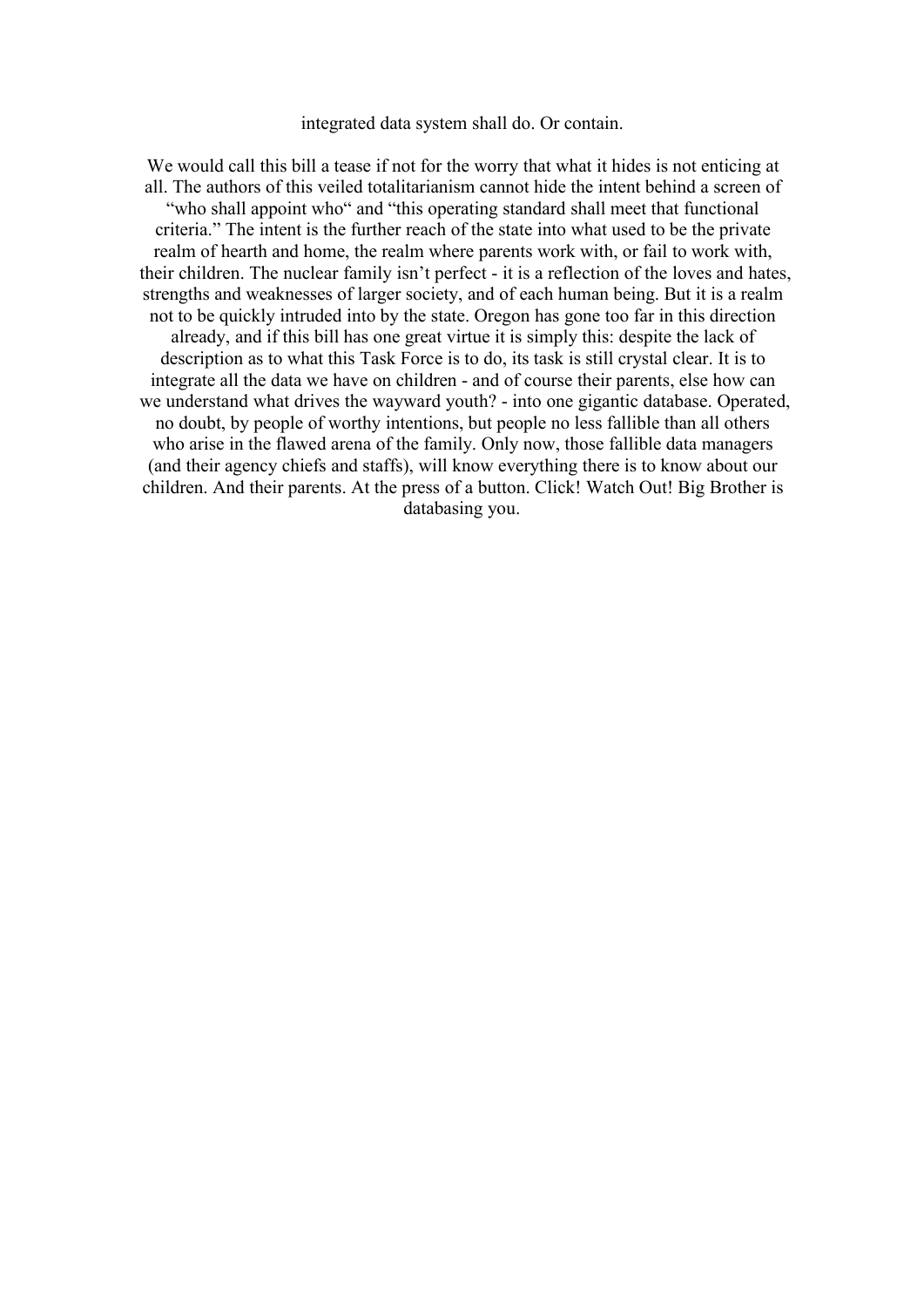integrated data system shall do. Or contain.

We would call this bill a tease if not for the worry that what it hides is not enticing at all. The authors of this veiled totalitarianism cannot hide the intent behind a screen of "who shall appoint who" and "this operating standard shall meet that functional criteria." The intent is the further reach of the state into what used to be the private realm of hearth and home, the realm where parents work with, or fail to work with, their children. The nuclear family isn't perfect - it is a reflection of the loves and hates, strengths and weaknesses of larger society, and of each human being. But it is a realm not to be quickly intruded into by the state. Oregon has gone too far in this direction already, and if this bill has one great virtue it is simply this: despite the lack of description as to what this Task Force is to do, its task is still crystal clear. It is to integrate all the data we have on children - and of course their parents, else how can we understand what drives the wayward youth? - into one gigantic database. Operated, no doubt, by people of worthy intentions, but people no less fallible than all others who arise in the flawed arena of the family. Only now, those fallible data managers (and their agency chiefs and staffs), will know everything there is to know about our children. And their parents. At the press of a button. Click! Watch Out! Big Brother is databasing you.